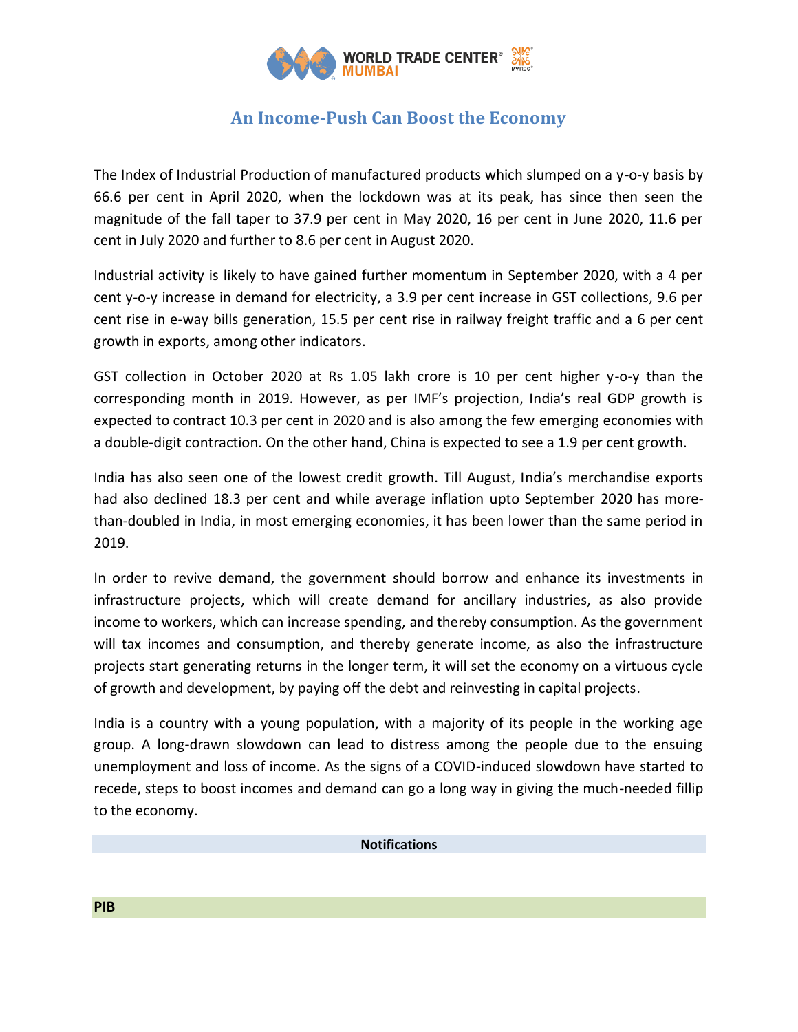# An Income-Push Can Boost the Economy

The Index of Industrial Production of manufactured products which slumped on a y-o-y basis by 66.6 per cent in April 2020, when the lockdown was at its peak, has since then seen the magnitude of the fall taper to 37.9 per cent in May 2020, 16 per cent in June 2020, 11.6 per cent in July 2020 and further to 8.6 per cent in August 2020.

Industrial activity is likely to have gained further momentum in September 2020, with a 4 per cent y-o-y increase in demand for electricity, a 3.9 per cent increase in GST collections, 9.6 per cent rise in e-way bills generation, 15.5 per cent rise in railway freight traffic and a 6 per cent growth in exports, among other indicators.

GST collection in October 2020 at Rs 1.05 lakh crore is 10 per cent higher y-o-y than the corresponding month in 2019. However, as per IMF's projection, India's real GDP growth is expected to contract 10.3 per cent in 2020 and is also among the few emerging economies with a double-digit contraction. On the other hand, China is expected to see a 1.9 per cent growth.

India has also seen one of the lowest credit growth. Till August, India's merchandise exports had also declined 18.3 per cent and while average inflation upto September 2020 has more-than-doubled in India, in most emerging economies, it has been lower than the same period in 2019.

In order to revive demand, the government should borrow and enhance its investments in infrastructure projects, which will create demand for ancillary industries, as also provide income to workers, which can increase spending, and thereby consumption. As the government will tax incomes and consumption, and thereby generate income, as also the infrastructure projects start generating returns in the longer term, it will set the economy on a virtuous cycle of growth and development, by paying off the debt and reinvesting in capital projects.

India is a country with a young population, with a majority of its people in the working age group. A long-drawn slowdown can lead to distress among the people due to the ensuing unemployment and loss of income. As the signs of a COVID-induced slowdown have started to recede, steps to boost incomes and demand can go a long way in giving the much-needed fillip to the economy.

**Notifications**

**PIB**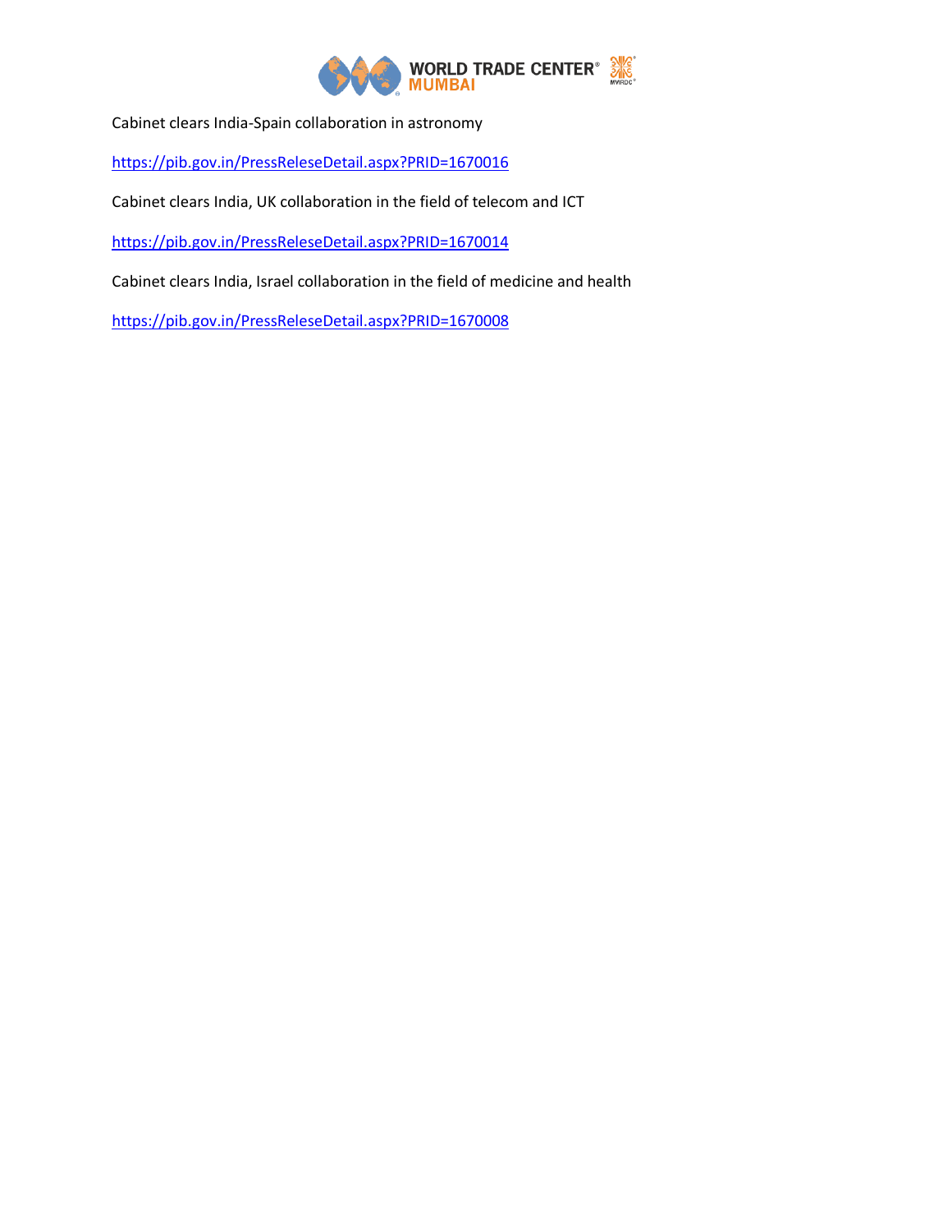Cabinet clears India-Spain collaboration in astronomy

https://pib.gov.in/PressReleseDetail.aspx?PRID=1670016

Cabinet clears India, UK collaboration in the field of telecom and ICT

https://pib.gov.in/PressReleseDetail.aspx?PRID=1670014

Cabinet clears India, Israel collaboration in the field of medicine and health

https://pib.gov.in/PressReleseDetail.aspx?PRID=1670008